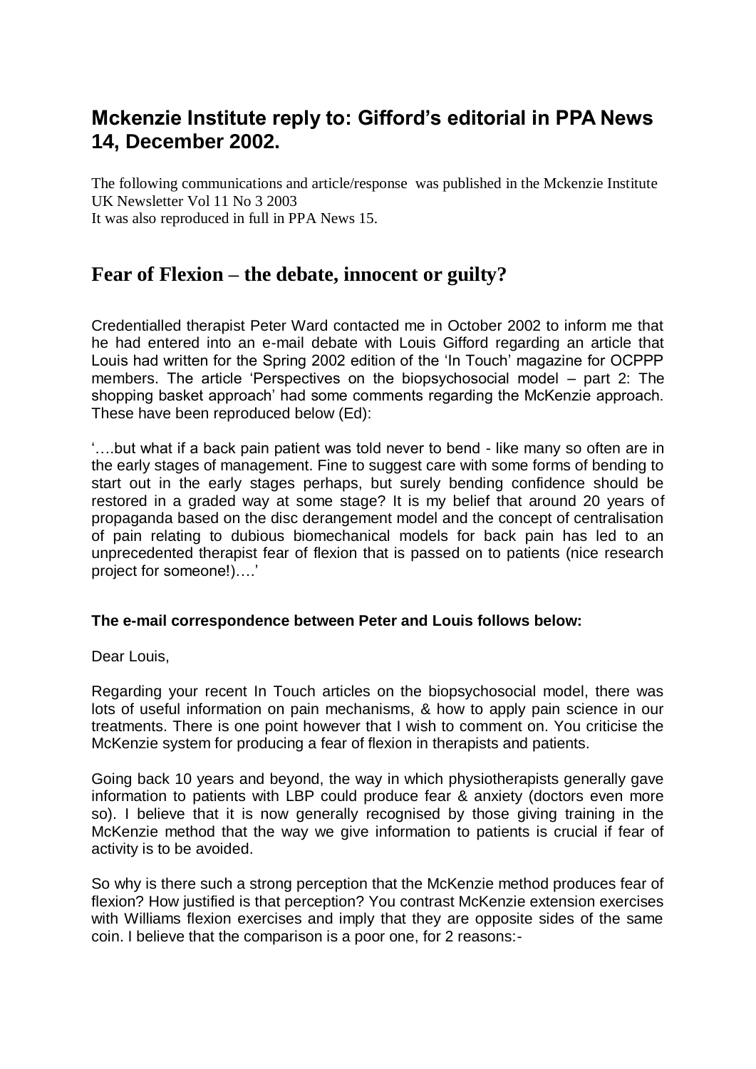## Mckenzie Institute reply to: Gifford's editorial in PPA News 14, December 2002.

The following communications and article/response was published in the Mckenzie Institute UK Newsletter Vol 11 No 3 2003
It was also reproduced in full in PPA News 15.

## Fear of Flexion – the debate, innocent or guilty?

Credentialled therapist Peter Ward contacted me in October 2002 to inform me that he had entered into an e-mail debate with Louis Gifford regarding an article that Louis had written for the Spring 2002 edition of the 'In Touch' magazine for OCPPP members. The article 'Perspectives on the biopsychosocial model – part 2: The shopping basket approach' had some comments regarding the McKenzie approach. These have been reproduced below (Ed):

'….but what if a back pain patient was told never to bend - like many so often are in the early stages of management. Fine to suggest care with some forms of bending to start out in the early stages perhaps, but surely bending confidence should be restored in a graded way at some stage? It is my belief that around 20 years of propaganda based on the disc derangement model and the concept of centralisation of pain relating to dubious biomechanical models for back pain has led to an unprecedented therapist fear of flexion that is passed on to patients (nice research project for someone!)….'

**The e-mail correspondence between Peter and Louis follows below:**

Dear Louis,

Regarding your recent In Touch articles on the biopsychosocial model, there was lots of useful information on pain mechanisms, & how to apply pain science in our treatments. There is one point however that I wish to comment on. You criticise the McKenzie system for producing a fear of flexion in therapists and patients.

Going back 10 years and beyond, the way in which physiotherapists generally gave information to patients with LBP could produce fear & anxiety (doctors even more so). I believe that it is now generally recognised by those giving training in the McKenzie method that the way we give information to patients is crucial if fear of activity is to be avoided.

So why is there such a strong perception that the McKenzie method produces fear of flexion? How justified is that perception? You contrast McKenzie extension exercises with Williams flexion exercises and imply that they are opposite sides of the same coin. I believe that the comparison is a poor one, for 2 reasons:-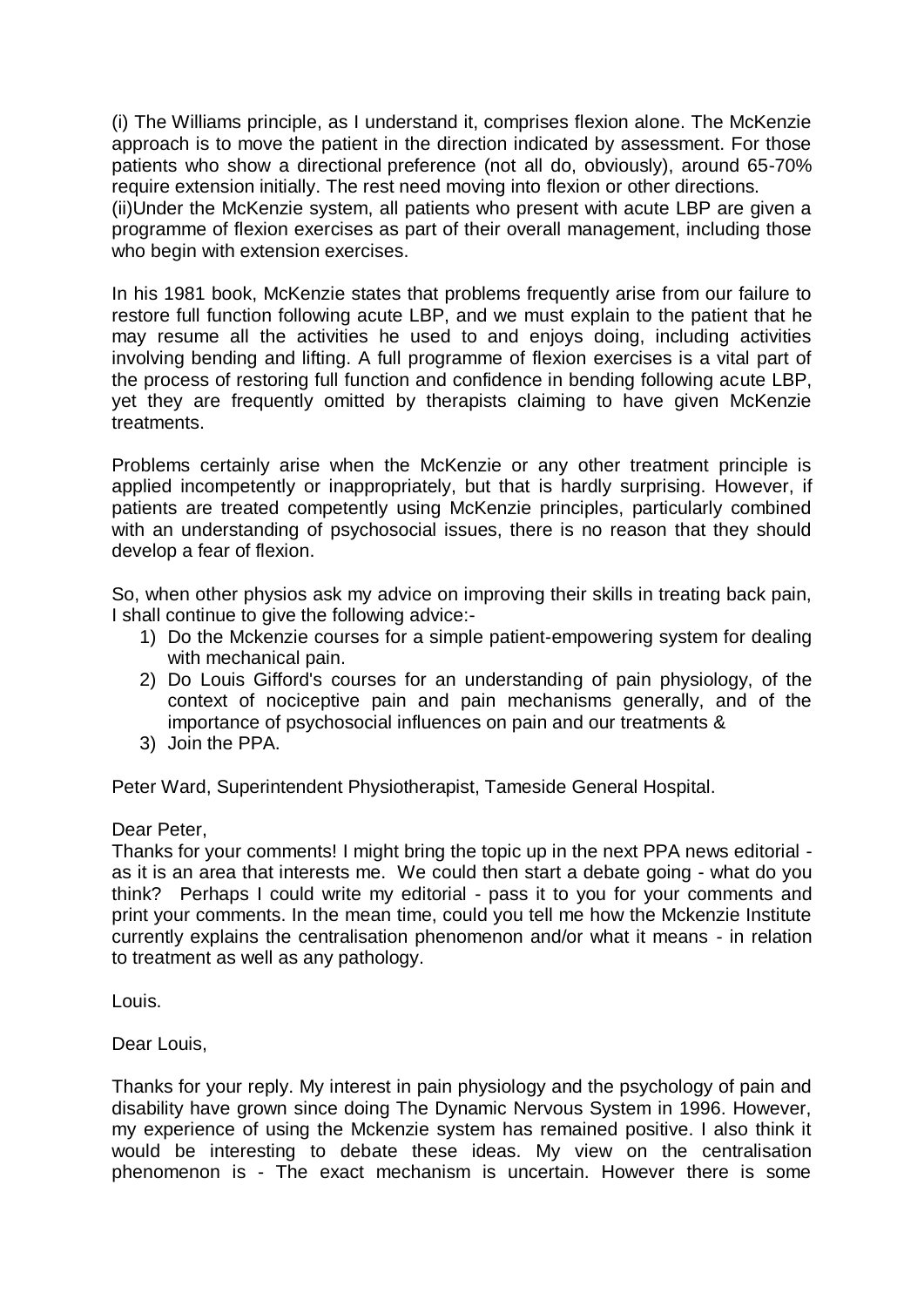(i) The Williams principle, as I understand it, comprises flexion alone. The McKenzie approach is to move the patient in the direction indicated by assessment. For those patients who show a directional preference (not all do, obviously), around 65-70% require extension initially. The rest need moving into flexion or other directions.
(ii)Under the McKenzie system, all patients who present with acute LBP are given a programme of flexion exercises as part of their overall management, including those who begin with extension exercises.

In his 1981 book, McKenzie states that problems frequently arise from our failure to restore full function following acute LBP, and we must explain to the patient that he may resume all the activities he used to and enjoys doing, including activities involving bending and lifting. A full programme of flexion exercises is a vital part of the process of restoring full function and confidence in bending following acute LBP, yet they are frequently omitted by therapists claiming to have given McKenzie treatments.

Problems certainly arise when the McKenzie or any other treatment principle is applied incompetently or inappropriately, but that is hardly surprising. However, if patients are treated competently using McKenzie principles, particularly combined with an understanding of psychosocial issues, there is no reason that they should develop a fear of flexion.

So, when other physios ask my advice on improving their skills in treating back pain, I shall continue to give the following advice:-

1) Do the Mckenzie courses for a simple patient-empowering system for dealing with mechanical pain.
2) Do Louis Gifford's courses for an understanding of pain physiology, of the context of nociceptive pain and pain mechanisms generally, and of the importance of psychosocial influences on pain and our treatments &
3) Join the PPA.

Peter Ward, Superintendent Physiotherapist, Tameside General Hospital.

Dear Peter,
Thanks for your comments! I might bring the topic up in the next PPA news editorial - as it is an area that interests me. We could then start a debate going - what do you think? Perhaps I could write my editorial - pass it to you for your comments and print your comments. In the mean time, could you tell me how the Mckenzie Institute currently explains the centralisation phenomenon and/or what it means - in relation to treatment as well as any pathology.

Louis.

Dear Louis,

Thanks for your reply. My interest in pain physiology and the psychology of pain and disability have grown since doing The Dynamic Nervous System in 1996. However, my experience of using the Mckenzie system has remained positive. I also think it would be interesting to debate these ideas. My view on the centralisation phenomenon is - The exact mechanism is uncertain. However there is some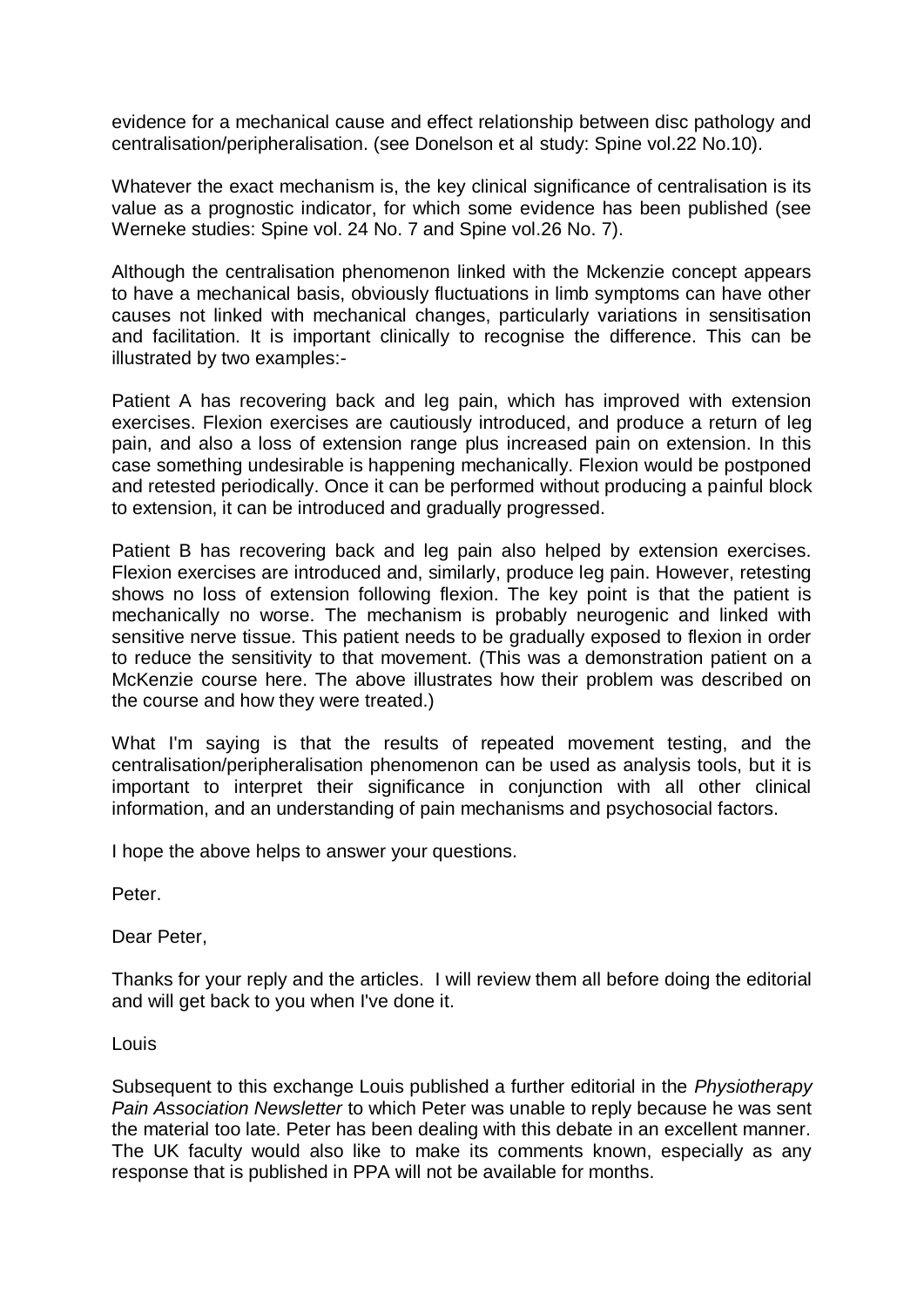evidence for a mechanical cause and effect relationship between disc pathology and centralisation/peripheralisation. (see Donelson et al study: Spine vol.22 No.10).

Whatever the exact mechanism is, the key clinical significance of centralisation is its value as a prognostic indicator, for which some evidence has been published (see Werneke studies: Spine vol. 24 No. 7 and Spine vol.26 No. 7).

Although the centralisation phenomenon linked with the Mckenzie concept appears to have a mechanical basis, obviously fluctuations in limb symptoms can have other causes not linked with mechanical changes, particularly variations in sensitisation and facilitation. It is important clinically to recognise the difference. This can be illustrated by two examples:-

Patient A has recovering back and leg pain, which has improved with extension exercises. Flexion exercises are cautiously introduced, and produce a return of leg pain, and also a loss of extension range plus increased pain on extension. In this case something undesirable is happening mechanically. Flexion would be postponed and retested periodically. Once it can be performed without producing a painful block to extension, it can be introduced and gradually progressed.

Patient B has recovering back and leg pain also helped by extension exercises. Flexion exercises are introduced and, similarly, produce leg pain. However, retesting shows no loss of extension following flexion. The key point is that the patient is mechanically no worse. The mechanism is probably neurogenic and linked with sensitive nerve tissue. This patient needs to be gradually exposed to flexion in order to reduce the sensitivity to that movement. (This was a demonstration patient on a McKenzie course here. The above illustrates how their problem was described on the course and how they were treated.)

What I'm saying is that the results of repeated movement testing, and the centralisation/peripheralisation phenomenon can be used as analysis tools, but it is important to interpret their significance in conjunction with all other clinical information, and an understanding of pain mechanisms and psychosocial factors.

I hope the above helps to answer your questions.

Peter.

Dear Peter,

Thanks for your reply and the articles. I will review them all before doing the editorial and will get back to you when I've done it.

Louis

Subsequent to this exchange Louis published a further editorial in the *Physiotherapy Pain Association Newsletter* to which Peter was unable to reply because he was sent the material too late. Peter has been dealing with this debate in an excellent manner. The UK faculty would also like to make its comments known, especially as any response that is published in PPA will not be available for months.